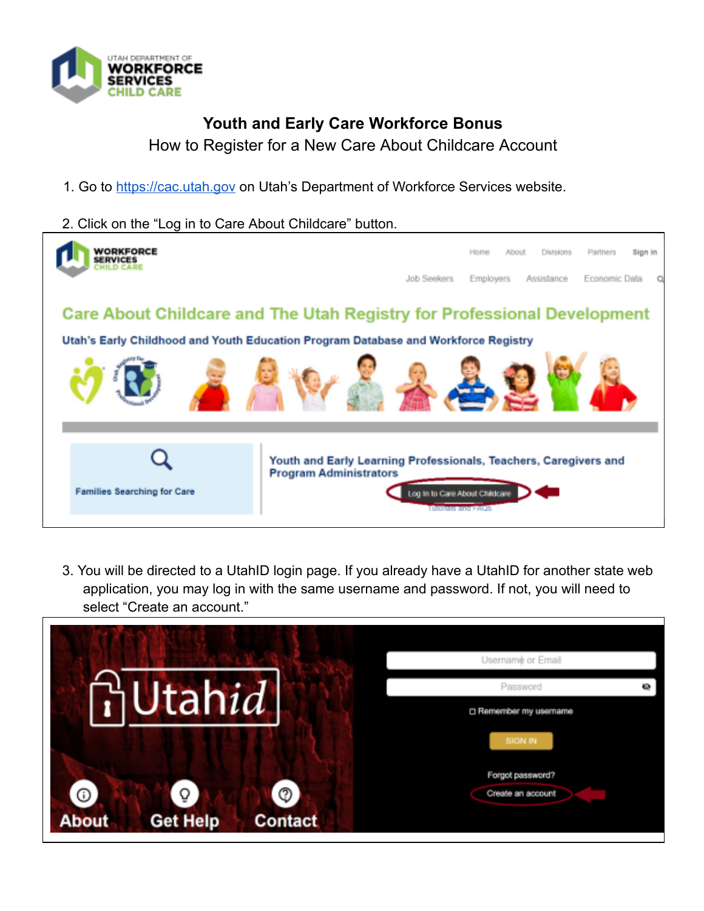# Youth and Early Care Workforce Bonus

## How to Register for a New Care About Childcare Account

1. Go to [https://cac.utah.gov](https://cac.utah.gov) on Utah's Department of Workforce Services website.

2. Click on the "Log in to Care About Childcare" button.

3. You will be directed to a UtahID login page. If you already have a UtahID for another state web application, you may log in with the same username and password. If not, you will need to select "Create an account."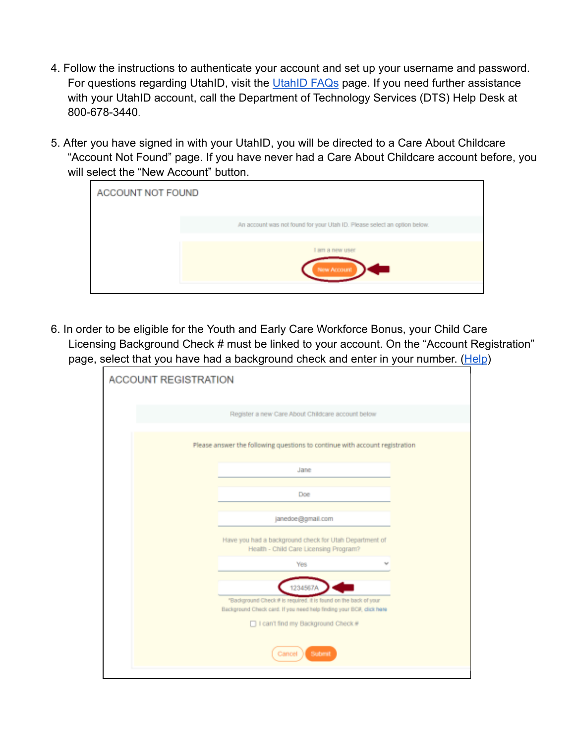4. Follow the instructions to authenticate your account and set up your username and password. For questions regarding UtahID, visit the UtahID FAQs page. If you need further assistance with your UtahID account, call the Department of Technology Services (DTS) Help Desk at 800-678-3440.

5. After you have signed in with your UtahID, you will be directed to a Care About Childcare "Account Not Found" page. If you have never had a Care About Childcare account before, you will select the "New Account" button.

ACCOUNT NOT FOUND

An account was not found for your Utah ID. Please select an option below.

I am a new user

New Account

6. In order to be eligible for the Youth and Early Care Workforce Bonus, your Child Care Licensing Background Check # must be linked to your account. On the "Account Registration" page, select that you have had a background check and enter in your number. (Help)

ACCOUNT REGISTRATION

Register a new Care About Childcare account below

Please answer the following questions to continue with account registration

Jane

Doe

janedoe@gmail.com

Have you had a background check for Utah Department of Health - Child Care Licensing Program?

Yes

1234567A

*Background Check # is required. It is found on the back of your Background Check card. If you need help finding your BC#, click here

I can't find my Background Check #

Cancel Submit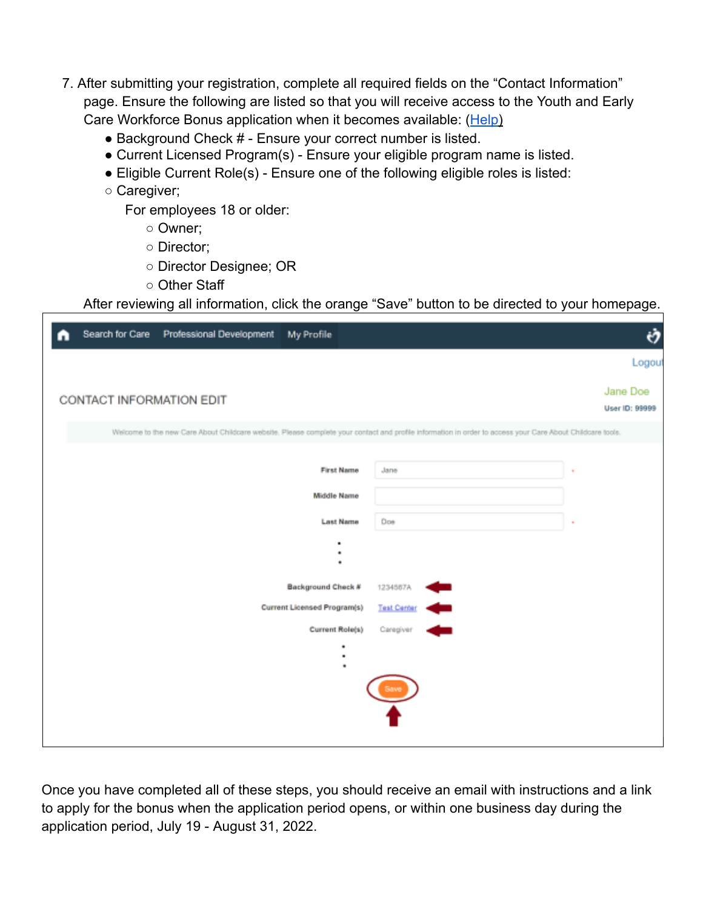7. After submitting your registration, complete all required fields on the "Contact Information" page. Ensure the following are listed so that you will receive access to the Youth and Early Care Workforce Bonus application when it becomes available: ([Help](Help))
   - Background Check # - Ensure your correct number is listed.
   - Current Licensed Program(s) - Ensure your eligible program name is listed.
   - Eligible Current Role(s) - Ensure one of the following eligible roles is listed:
   - ○ Caregiver;

     For employees 18 or older:
     - ○ Owner;
     - ○ Director;
     - ○ Director Designee; OR
     - ○ Other Staff

   After reviewing all information, click the orange "Save" button to be directed to your homepage.

Search for Care | Professional Development | My Profile

Logout

CONTACT INFORMATION EDIT

Jane Doe
User ID: 99999

Welcome to the new Care About Childcare website. Please complete your contact and profile information in order to access your Care About Childcare tools.

First Name: Jane *
Middle Name:
Last Name: Doe *

Background Check #: 1234567A
Current Licensed Program(s): Test Center
Current Role(s): Caregiver

Save

Once you have completed all of these steps, you should receive an email with instructions and a link to apply for the bonus when the application period opens, or within one business day during the application period, July 19 - August 31, 2022.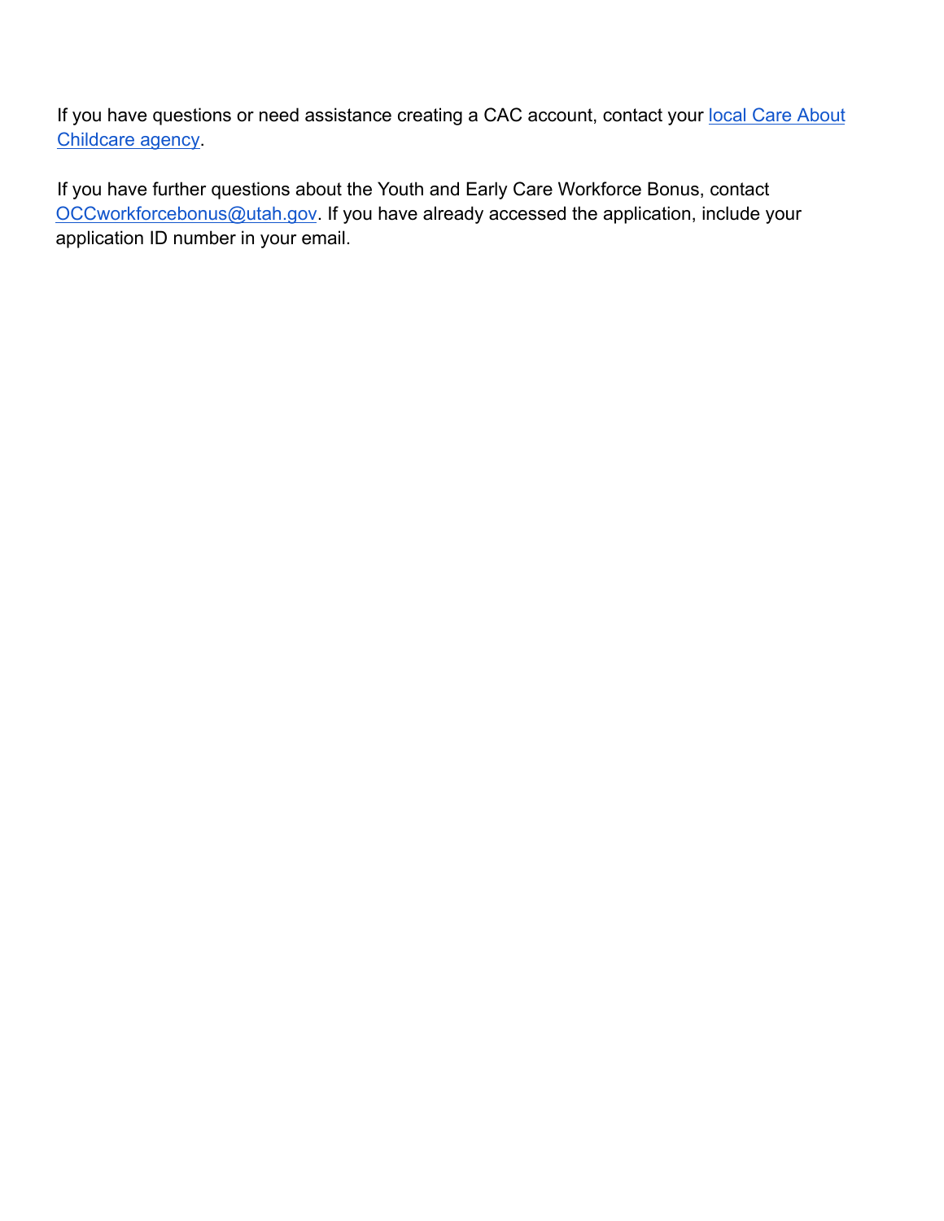If you have questions or need assistance creating a CAC account, contact your local Care About Childcare agency.

If you have further questions about the Youth and Early Care Workforce Bonus, contact OCCworkforcebonus@utah.gov. If you have already accessed the application, include your application ID number in your email.